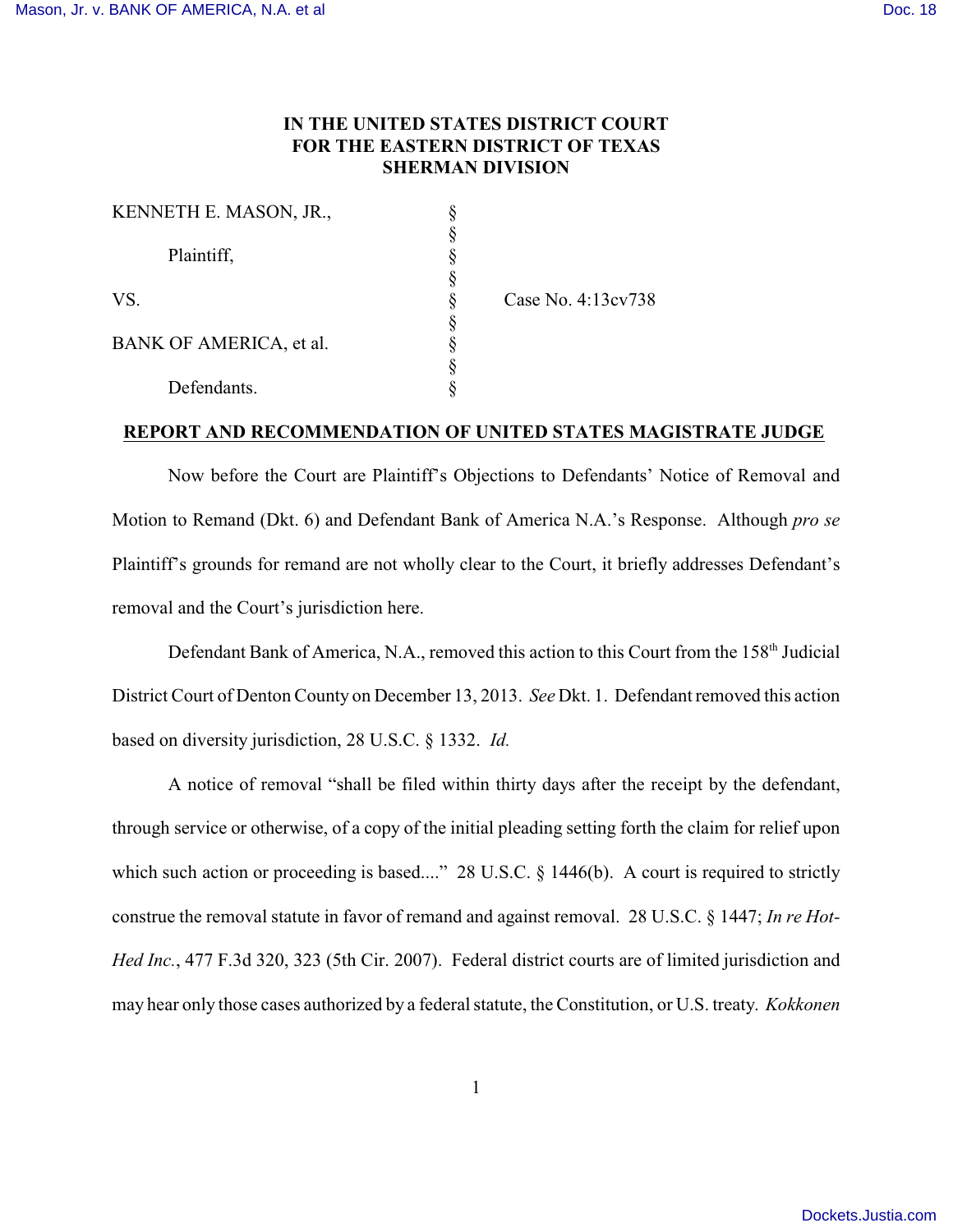IN THE UNITED STATES DISTRICT COURT
FOR THE EASTERN DISTRICT OF TEXAS
SHERMAN DIVISION

| | | |
|---|---|---|
| KENNETH E. MASON, JR., | § | |
| | § | |
| Plaintiff, | § | |
| | § | |
| VS. | § | Case No. 4:13cv738 |
| | § | |
| BANK OF AMERICA, et al. | § | |
| | § | |
| Defendants. | § | |

**REPORT AND RECOMMENDATION OF UNITED STATES MAGISTRATE JUDGE**

Now before the Court are Plaintiff's Objections to Defendants' Notice of Removal and Motion to Remand (Dkt. 6) and Defendant Bank of America N.A.'s Response. Although *pro se* Plaintiff's grounds for remand are not wholly clear to the Court, it briefly addresses Defendant's removal and the Court's jurisdiction here.

Defendant Bank of America, N.A., removed this action to this Court from the 158th Judicial District Court of Denton County on December 13, 2013. *See* Dkt. 1. Defendant removed this action based on diversity jurisdiction, 28 U.S.C. § 1332. *Id.*

A notice of removal "shall be filed within thirty days after the receipt by the defendant, through service or otherwise, of a copy of the initial pleading setting forth the claim for relief upon which such action or proceeding is based...." 28 U.S.C. § 1446(b). A court is required to strictly construe the removal statute in favor of remand and against removal. 28 U.S.C. § 1447; *In re Hot-Hed Inc.*, 477 F.3d 320, 323 (5th Cir. 2007). Federal district courts are of limited jurisdiction and may hear only those cases authorized by a federal statute, the Constitution, or U.S. treaty. *Kokkonen*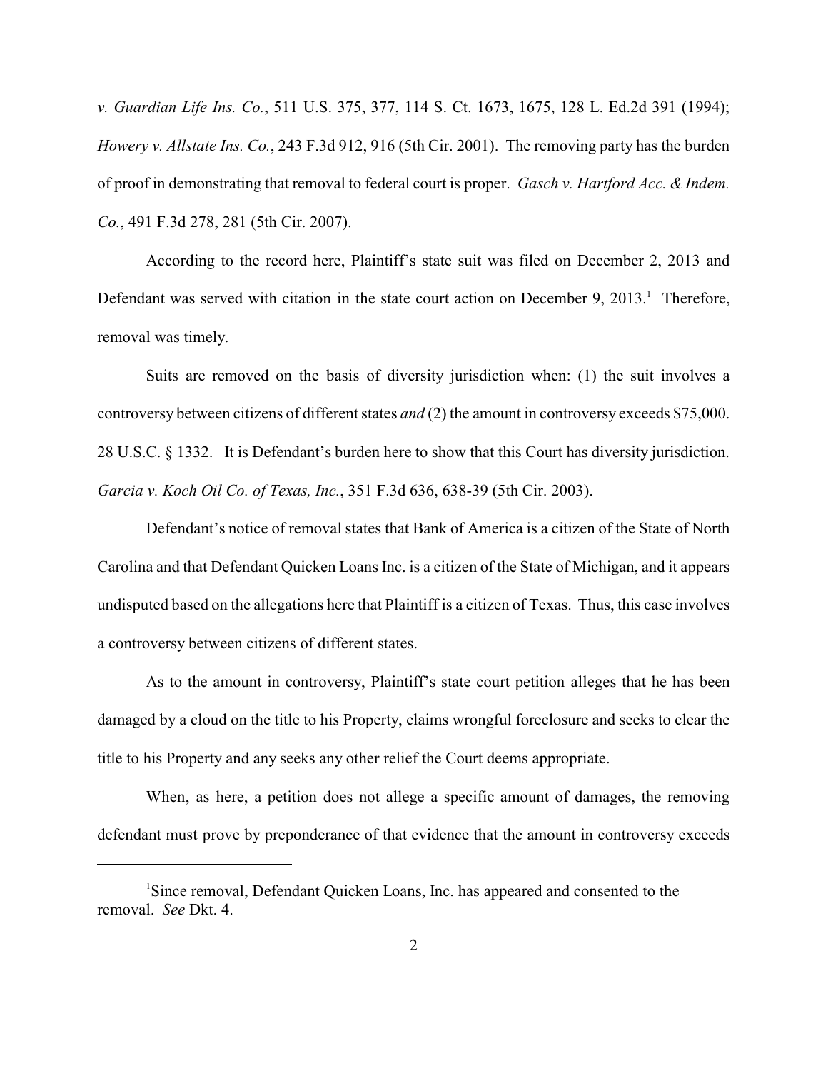*v. Guardian Life Ins. Co.*, 511 U.S. 375, 377, 114 S. Ct. 1673, 1675, 128 L. Ed.2d 391 (1994); *Howery v. Allstate Ins. Co.*, 243 F.3d 912, 916 (5th Cir. 2001). The removing party has the burden of proof in demonstrating that removal to federal court is proper. *Gasch v. Hartford Acc. & Indem. Co.*, 491 F.3d 278, 281 (5th Cir. 2007).

According to the record here, Plaintiff's state suit was filed on December 2, 2013 and Defendant was served with citation in the state court action on December 9, 2013.[1] Therefore, removal was timely.

Suits are removed on the basis of diversity jurisdiction when: (1) the suit involves a controversy between citizens of different states *and* (2) the amount in controversy exceeds $75,000. 28 U.S.C. § 1332. It is Defendant's burden here to show that this Court has diversity jurisdiction. *Garcia v. Koch Oil Co. of Texas, Inc.*, 351 F.3d 636, 638-39 (5th Cir. 2003).

Defendant's notice of removal states that Bank of America is a citizen of the State of North Carolina and that Defendant Quicken Loans Inc. is a citizen of the State of Michigan, and it appears undisputed based on the allegations here that Plaintiff is a citizen of Texas. Thus, this case involves a controversy between citizens of different states.

As to the amount in controversy, Plaintiff's state court petition alleges that he has been damaged by a cloud on the title to his Property, claims wrongful foreclosure and seeks to clear the title to his Property and any seeks any other relief the Court deems appropriate.

When, as here, a petition does not allege a specific amount of damages, the removing defendant must prove by preponderance of that evidence that the amount in controversy exceeds

---

[1] Since removal, Defendant Quicken Loans, Inc. has appeared and consented to the removal. *See* Dkt. 4.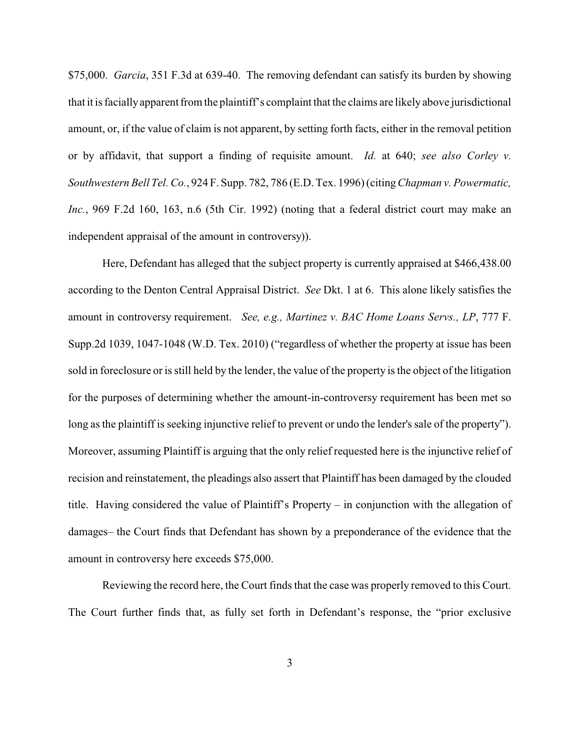$75,000. *Garcia*, 351 F.3d at 639-40. The removing defendant can satisfy its burden by showing that it is facially apparent from the plaintiff's complaint that the claims are likely above jurisdictional amount, or, if the value of claim is not apparent, by setting forth facts, either in the removal petition or by affidavit, that support a finding of requisite amount. *Id.* at 640; *see also Corley v. Southwestern Bell Tel. Co.*, 924 F. Supp. 782, 786 (E.D. Tex. 1996) (citing *Chapman v. Powermatic, Inc.*, 969 F.2d 160, 163, n.6 (5th Cir. 1992) (noting that a federal district court may make an independent appraisal of the amount in controversy)).

Here, Defendant has alleged that the subject property is currently appraised at $466,438.00 according to the Denton Central Appraisal District. *See* Dkt. 1 at 6. This alone likely satisfies the amount in controversy requirement. *See, e.g., Martinez v. BAC Home Loans Servs., LP*, 777 F. Supp.2d 1039, 1047-1048 (W.D. Tex. 2010) ("regardless of whether the property at issue has been sold in foreclosure or is still held by the lender, the value of the property is the object of the litigation for the purposes of determining whether the amount-in-controversy requirement has been met so long as the plaintiff is seeking injunctive relief to prevent or undo the lender's sale of the property"). Moreover, assuming Plaintiff is arguing that the only relief requested here is the injunctive relief of recision and reinstatement, the pleadings also assert that Plaintiff has been damaged by the clouded title. Having considered the value of Plaintiff's Property – in conjunction with the allegation of damages– the Court finds that Defendant has shown by a preponderance of the evidence that the amount in controversy here exceeds $75,000.

Reviewing the record here, the Court finds that the case was properly removed to this Court. The Court further finds that, as fully set forth in Defendant's response, the "prior exclusive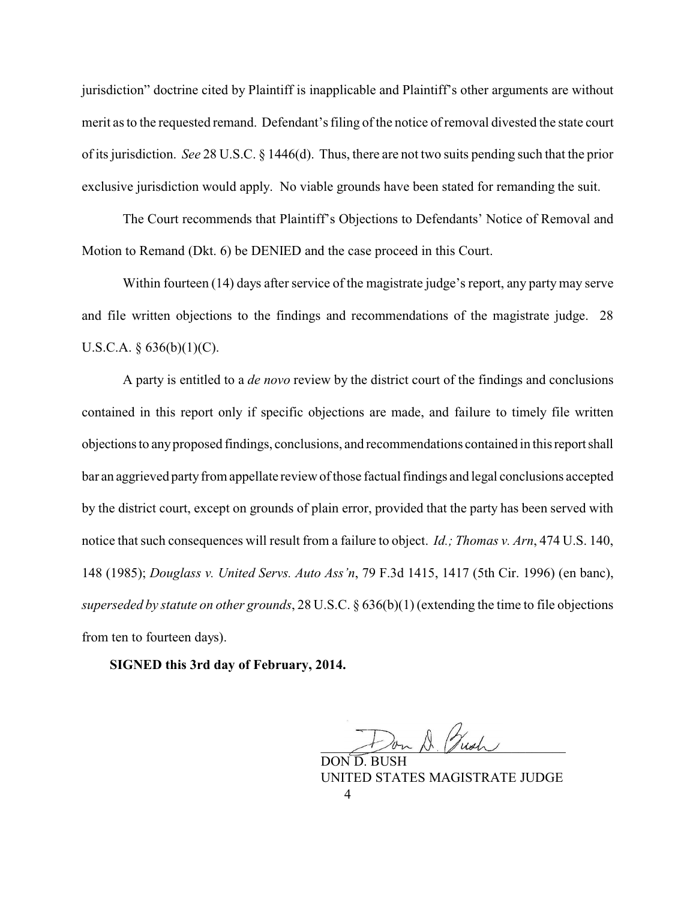jurisdiction" doctrine cited by Plaintiff is inapplicable and Plaintiff's other arguments are without merit as to the requested remand. Defendant's filing of the notice of removal divested the state court of its jurisdiction. *See* 28 U.S.C. § 1446(d). Thus, there are not two suits pending such that the prior exclusive jurisdiction would apply. No viable grounds have been stated for remanding the suit.

The Court recommends that Plaintiff's Objections to Defendants' Notice of Removal and Motion to Remand (Dkt. 6) be DENIED and the case proceed in this Court.

Within fourteen (14) days after service of the magistrate judge's report, any party may serve and file written objections to the findings and recommendations of the magistrate judge. 28 U.S.C.A. § 636(b)(1)(C).

A party is entitled to a *de novo* review by the district court of the findings and conclusions contained in this report only if specific objections are made, and failure to timely file written objections to any proposed findings, conclusions, and recommendations contained in this report shall bar an aggrieved party from appellate review of those factual findings and legal conclusions accepted by the district court, except on grounds of plain error, provided that the party has been served with notice that such consequences will result from a failure to object. *Id.; Thomas v. Arn*, 474 U.S. 140, 148 (1985); *Douglass v. United Servs. Auto Ass'n*, 79 F.3d 1415, 1417 (5th Cir. 1996) (en banc), *superseded by statute on other grounds*, 28 U.S.C. § 636(b)(1) (extending the time to file objections from ten to fourteen days).

**SIGNED this 3rd day of February, 2014.**

DON D. BUSH
UNITED STATES MAGISTRATE JUDGE